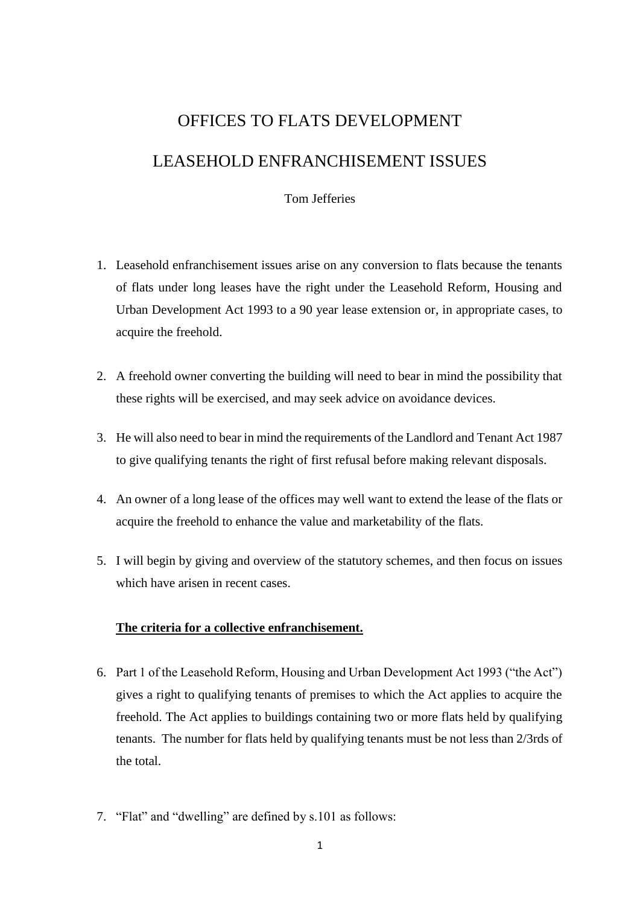# OFFICES TO FLATS DEVELOPMENT

# LEASEHOLD ENFRANCHISEMENT ISSUES

Tom Jefferies

1. Leasehold enfranchisement issues arise on any conversion to flats because the tenants of flats under long leases have the right under the Leasehold Reform, Housing and Urban Development Act 1993 to a 90 year lease extension or, in appropriate cases, to acquire the freehold.

2. A freehold owner converting the building will need to bear in mind the possibility that these rights will be exercised, and may seek advice on avoidance devices.

3. He will also need to bear in mind the requirements of the Landlord and Tenant Act 1987 to give qualifying tenants the right of first refusal before making relevant disposals.

4. An owner of a long lease of the offices may well want to extend the lease of the flats or acquire the freehold to enhance the value and marketability of the flats.

5. I will begin by giving and overview of the statutory schemes, and then focus on issues which have arisen in recent cases.

**The criteria for a collective enfranchisement.**

6. Part 1 of the Leasehold Reform, Housing and Urban Development Act 1993 ("the Act") gives a right to qualifying tenants of premises to which the Act applies to acquire the freehold. The Act applies to buildings containing two or more flats held by qualifying tenants. The number for flats held by qualifying tenants must be not less than 2/3rds of the total.

7. "Flat" and "dwelling" are defined by s.101 as follows: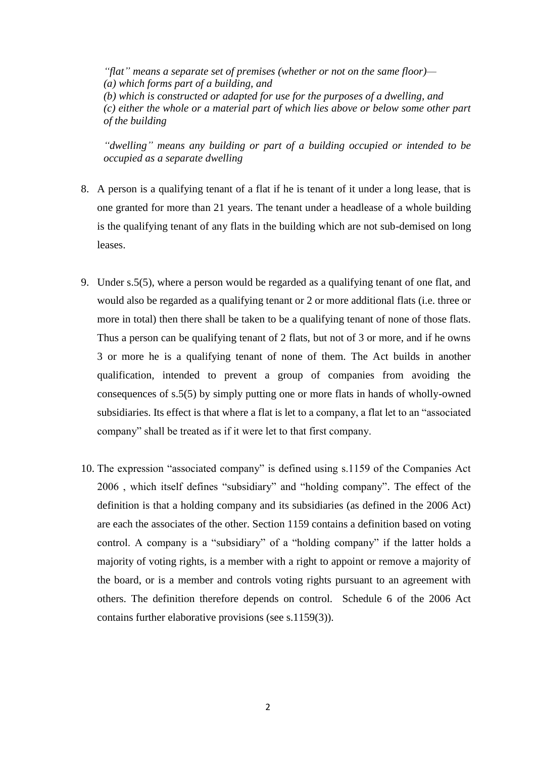*"flat" means a separate set of premises (whether or not on the same floor)—*
*(a) which forms part of a building, and*
*(b) which is constructed or adapted for use for the purposes of a dwelling, and*
*(c) either the whole or a material part of which lies above or below some other part of the building*

*"dwelling" means any building or part of a building occupied or intended to be occupied as a separate dwelling*

8. A person is a qualifying tenant of a flat if he is tenant of it under a long lease, that is one granted for more than 21 years. The tenant under a headlease of a whole building is the qualifying tenant of any flats in the building which are not sub-demised on long leases.

9. Under s.5(5), where a person would be regarded as a qualifying tenant of one flat, and would also be regarded as a qualifying tenant or 2 or more additional flats (i.e. three or more in total) then there shall be taken to be a qualifying tenant of none of those flats. Thus a person can be qualifying tenant of 2 flats, but not of 3 or more, and if he owns 3 or more he is a qualifying tenant of none of them. The Act builds in another qualification, intended to prevent a group of companies from avoiding the consequences of s.5(5) by simply putting one or more flats in hands of wholly-owned subsidiaries. Its effect is that where a flat is let to a company, a flat let to an "associated company" shall be treated as if it were let to that first company.

10. The expression "associated company" is defined using s.1159 of the Companies Act 2006 , which itself defines "subsidiary" and "holding company". The effect of the definition is that a holding company and its subsidiaries (as defined in the 2006 Act) are each the associates of the other. Section 1159 contains a definition based on voting control. A company is a "subsidiary" of a "holding company" if the latter holds a majority of voting rights, is a member with a right to appoint or remove a majority of the board, or is a member and controls voting rights pursuant to an agreement with others. The definition therefore depends on control. Schedule 6 of the 2006 Act contains further elaborative provisions (see s.1159(3)).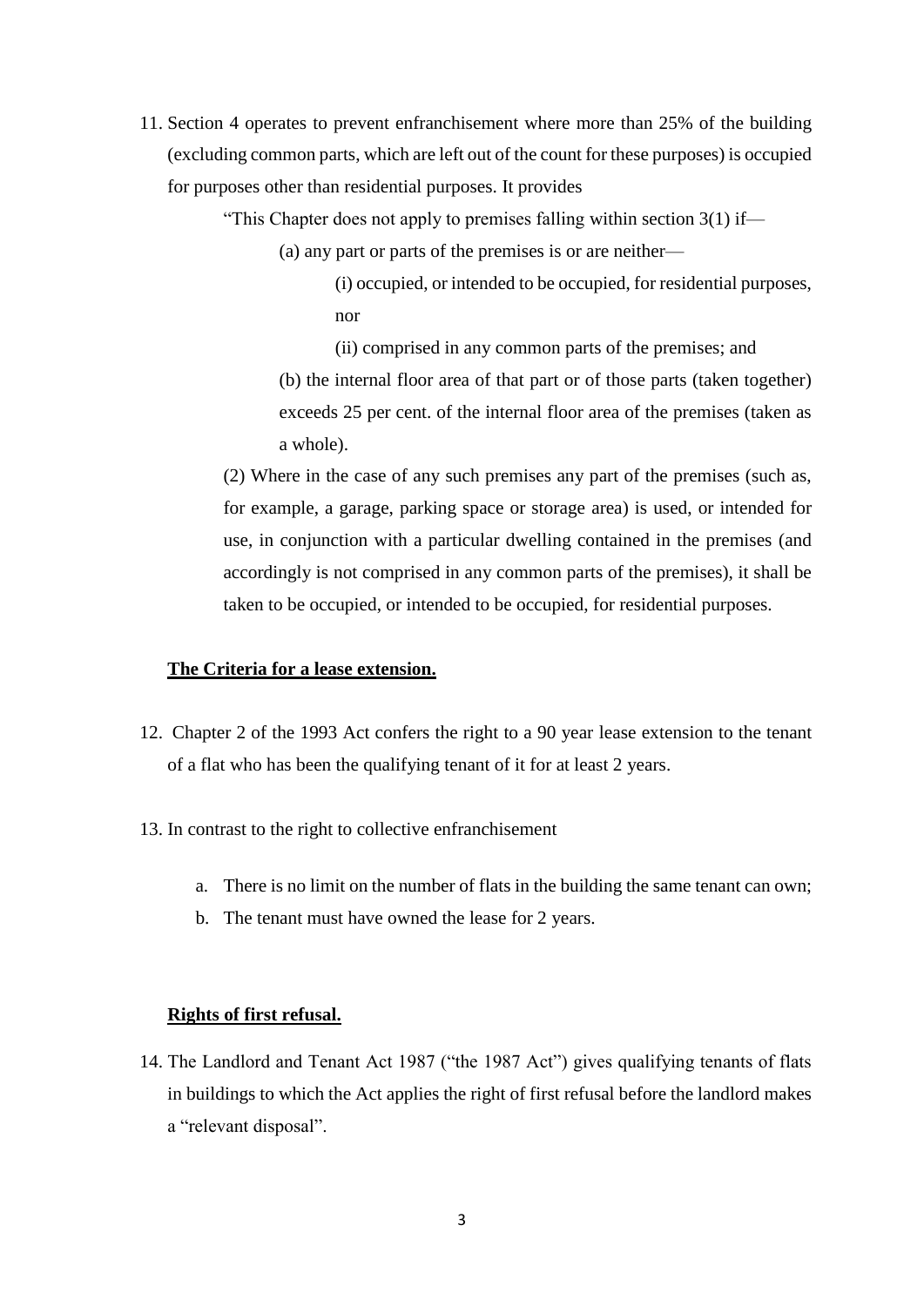11. Section 4 operates to prevent enfranchisement where more than 25% of the building (excluding common parts, which are left out of the count for these purposes) is occupied for purposes other than residential purposes. It provides

    > "This Chapter does not apply to premises falling within section 3(1) if—
    >
    > (a) any part or parts of the premises is or are neither—
    >
    > (i) occupied, or intended to be occupied, for residential purposes, nor
    >
    > (ii) comprised in any common parts of the premises; and
    >
    > (b) the internal floor area of that part or of those parts (taken together) exceeds 25 per cent. of the internal floor area of the premises (taken as a whole).
    >
    > (2) Where in the case of any such premises any part of the premises (such as, for example, a garage, parking space or storage area) is used, or intended for use, in conjunction with a particular dwelling contained in the premises (and accordingly is not comprised in any common parts of the premises), it shall be taken to be occupied, or intended to be occupied, for residential purposes.

**<u>The Criteria for a lease extension.</u>**

12. Chapter 2 of the 1993 Act confers the right to a 90 year lease extension to the tenant of a flat who has been the qualifying tenant of it for at least 2 years.

13. In contrast to the right to collective enfranchisement

    a. There is no limit on the number of flats in the building the same tenant can own;
    b. The tenant must have owned the lease for 2 years.

**<u>Rights of first refusal.</u>**

14. The Landlord and Tenant Act 1987 ("the 1987 Act") gives qualifying tenants of flats in buildings to which the Act applies the right of first refusal before the landlord makes a "relevant disposal".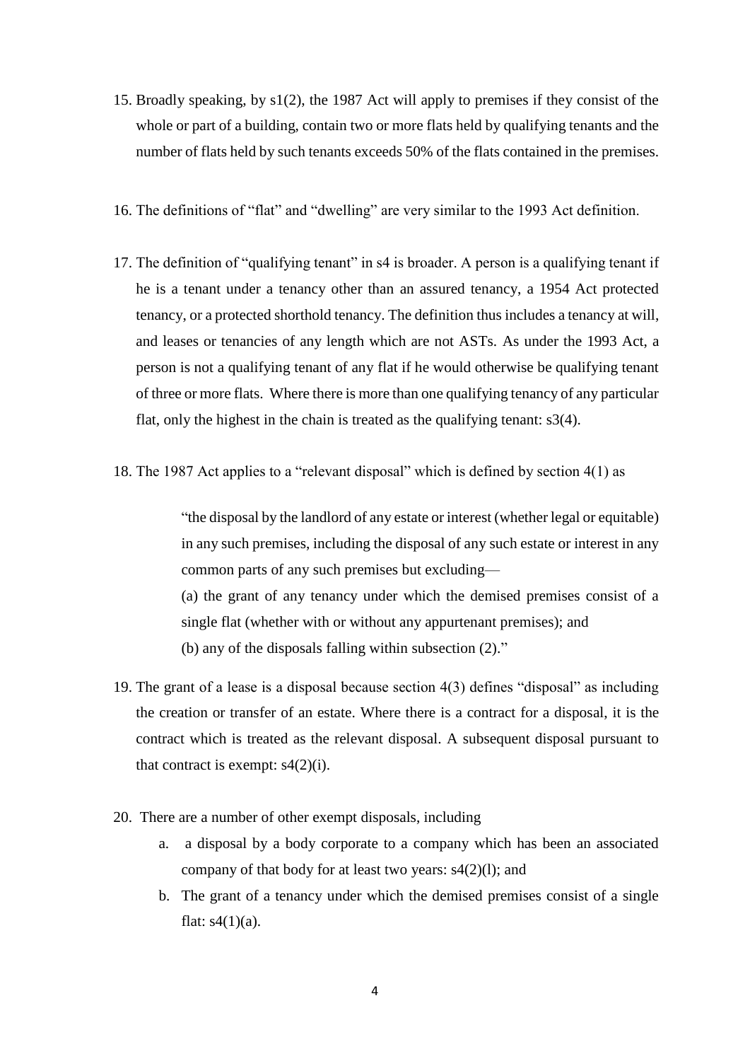15. Broadly speaking, by s1(2), the 1987 Act will apply to premises if they consist of the whole or part of a building, contain two or more flats held by qualifying tenants and the number of flats held by such tenants exceeds 50% of the flats contained in the premises.

16. The definitions of "flat" and "dwelling" are very similar to the 1993 Act definition.

17. The definition of "qualifying tenant" in s4 is broader. A person is a qualifying tenant if he is a tenant under a tenancy other than an assured tenancy, a 1954 Act protected tenancy, or a protected shorthold tenancy. The definition thus includes a tenancy at will, and leases or tenancies of any length which are not ASTs. As under the 1993 Act, a person is not a qualifying tenant of any flat if he would otherwise be qualifying tenant of three or more flats. Where there is more than one qualifying tenancy of any particular flat, only the highest in the chain is treated as the qualifying tenant: s3(4).

18. The 1987 Act applies to a "relevant disposal" which is defined by section 4(1) as

> "the disposal by the landlord of any estate or interest (whether legal or equitable) in any such premises, including the disposal of any such estate or interest in any common parts of any such premises but excluding—
>
> (a) the grant of any tenancy under which the demised premises consist of a single flat (whether with or without any appurtenant premises); and
>
> (b) any of the disposals falling within subsection (2)."

19. The grant of a lease is a disposal because section 4(3) defines "disposal" as including the creation or transfer of an estate. Where there is a contract for a disposal, it is the contract which is treated as the relevant disposal. A subsequent disposal pursuant to that contract is exempt: s4(2)(i).

20. There are a number of other exempt disposals, including
    a. a disposal by a body corporate to a company which has been an associated company of that body for at least two years: s4(2)(l); and
    b. The grant of a tenancy under which the demised premises consist of a single flat: s4(1)(a).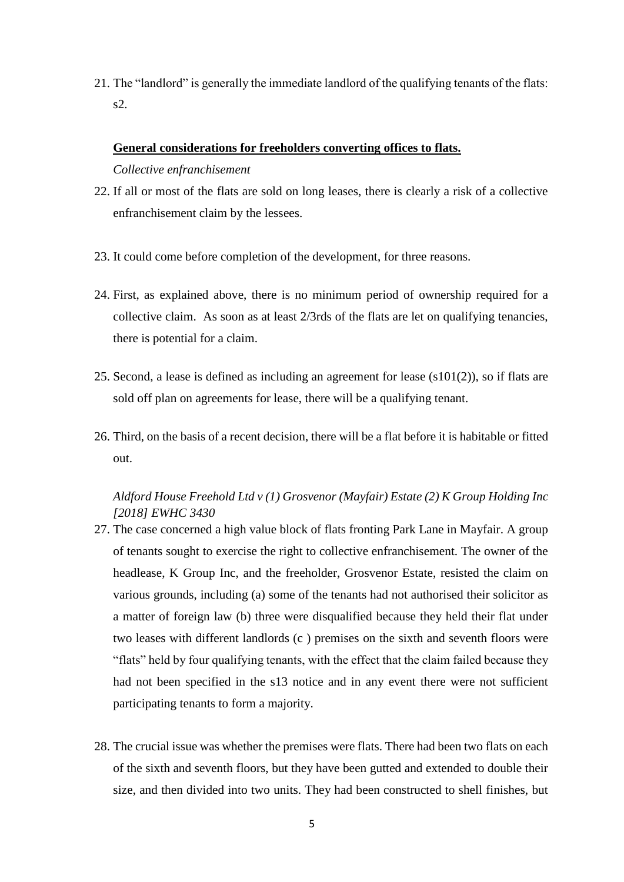21. The "landlord" is generally the immediate landlord of the qualifying tenants of the flats: s2.

**<u>General considerations for freeholders converting offices to flats.</u>**

*Collective enfranchisement*

22. If all or most of the flats are sold on long leases, there is clearly a risk of a collective enfranchisement claim by the lessees.

23. It could come before completion of the development, for three reasons.

24. First, as explained above, there is no minimum period of ownership required for a collective claim. As soon as at least 2/3rds of the flats are let on qualifying tenancies, there is potential for a claim.

25. Second, a lease is defined as including an agreement for lease (s101(2)), so if flats are sold off plan on agreements for lease, there will be a qualifying tenant.

26. Third, on the basis of a recent decision, there will be a flat before it is habitable or fitted out.

*Aldford House Freehold Ltd v (1) Grosvenor (Mayfair) Estate (2) K Group Holding Inc [2018] EWHC 3430*

27. The case concerned a high value block of flats fronting Park Lane in Mayfair. A group of tenants sought to exercise the right to collective enfranchisement. The owner of the headlease, K Group Inc, and the freeholder, Grosvenor Estate, resisted the claim on various grounds, including (a) some of the tenants had not authorised their solicitor as a matter of foreign law (b) three were disqualified because they held their flat under two leases with different landlords (c ) premises on the sixth and seventh floors were "flats" held by four qualifying tenants, with the effect that the claim failed because they had not been specified in the s13 notice and in any event there were not sufficient participating tenants to form a majority.

28. The crucial issue was whether the premises were flats. There had been two flats on each of the sixth and seventh floors, but they have been gutted and extended to double their size, and then divided into two units. They had been constructed to shell finishes, but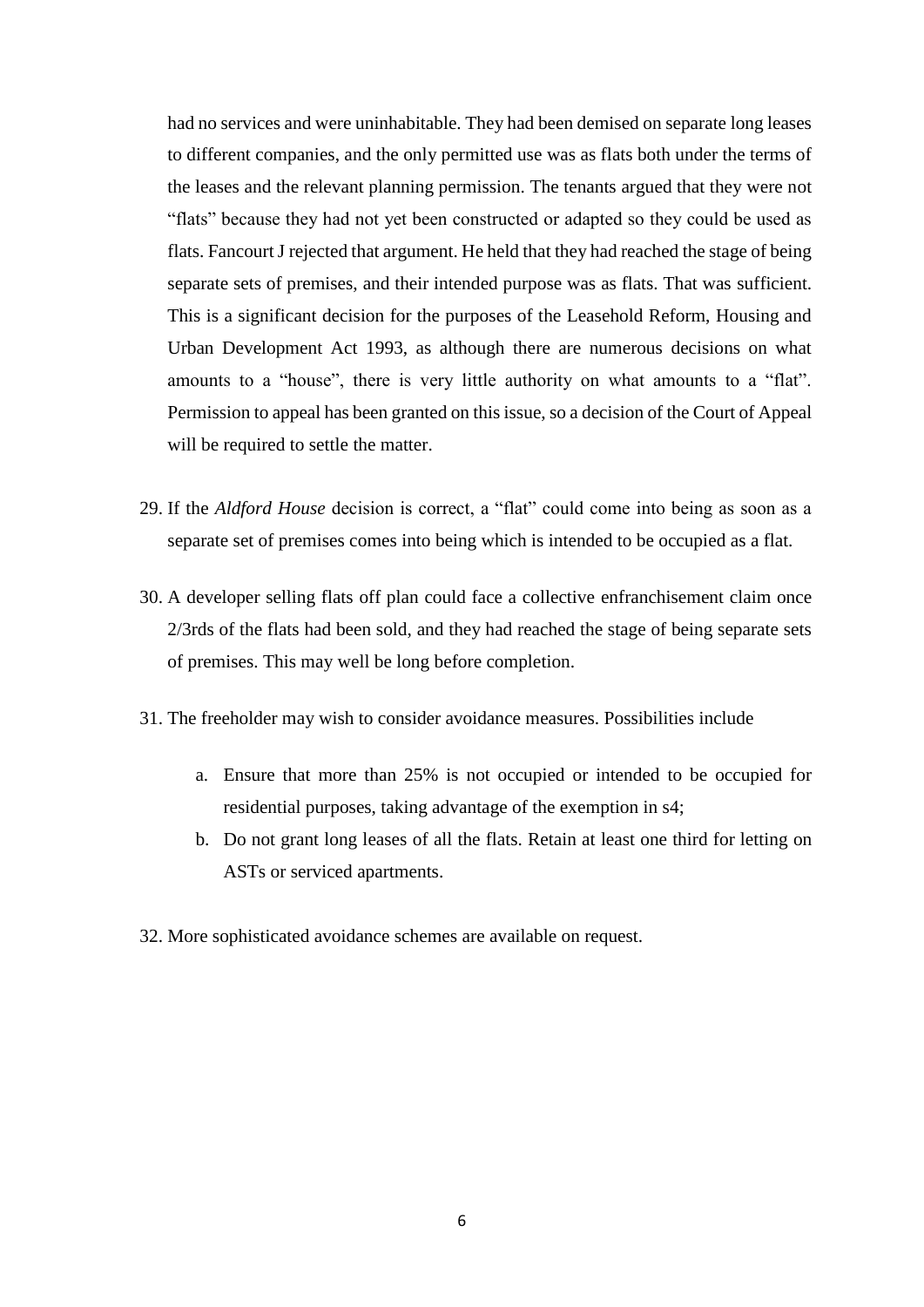had no services and were uninhabitable. They had been demised on separate long leases to different companies, and the only permitted use was as flats both under the terms of the leases and the relevant planning permission. The tenants argued that they were not "flats" because they had not yet been constructed or adapted so they could be used as flats. Fancourt J rejected that argument. He held that they had reached the stage of being separate sets of premises, and their intended purpose was as flats. That was sufficient. This is a significant decision for the purposes of the Leasehold Reform, Housing and Urban Development Act 1993, as although there are numerous decisions on what amounts to a "house", there is very little authority on what amounts to a "flat". Permission to appeal has been granted on this issue, so a decision of the Court of Appeal will be required to settle the matter.

29. If the *Aldford House* decision is correct, a "flat" could come into being as soon as a separate set of premises comes into being which is intended to be occupied as a flat.

30. A developer selling flats off plan could face a collective enfranchisement claim once 2/3rds of the flats had been sold, and they had reached the stage of being separate sets of premises. This may well be long before completion.

31. The freeholder may wish to consider avoidance measures. Possibilities include

    a. Ensure that more than 25% is not occupied or intended to be occupied for residential purposes, taking advantage of the exemption in s4;
    b. Do not grant long leases of all the flats. Retain at least one third for letting on ASTs or serviced apartments.

32. More sophisticated avoidance schemes are available on request.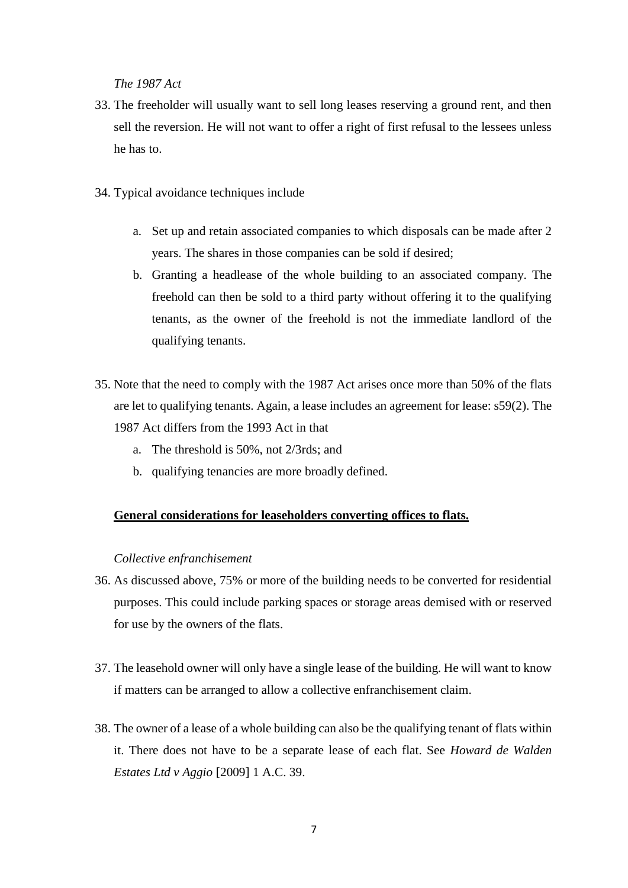*The 1987 Act*

33. The freeholder will usually want to sell long leases reserving a ground rent, and then sell the reversion. He will not want to offer a right of first refusal to the lessees unless he has to.

34. Typical avoidance techniques include

    a. Set up and retain associated companies to which disposals can be made after 2 years. The shares in those companies can be sold if desired;
    b. Granting a headlease of the whole building to an associated company. The freehold can then be sold to a third party without offering it to the qualifying tenants, as the owner of the freehold is not the immediate landlord of the qualifying tenants.

35. Note that the need to comply with the 1987 Act arises once more than 50% of the flats are let to qualifying tenants. Again, a lease includes an agreement for lease: s59(2). The 1987 Act differs from the 1993 Act in that

    a. The threshold is 50%, not 2/3rds; and
    b. qualifying tenancies are more broadly defined.

**General considerations for leaseholders converting offices to flats.**

*Collective enfranchisement*

36. As discussed above, 75% or more of the building needs to be converted for residential purposes. This could include parking spaces or storage areas demised with or reserved for use by the owners of the flats.

37. The leasehold owner will only have a single lease of the building. He will want to know if matters can be arranged to allow a collective enfranchisement claim.

38. The owner of a lease of a whole building can also be the qualifying tenant of flats within it. There does not have to be a separate lease of each flat. See *Howard de Walden Estates Ltd v Aggio* [2009] 1 A.C. 39.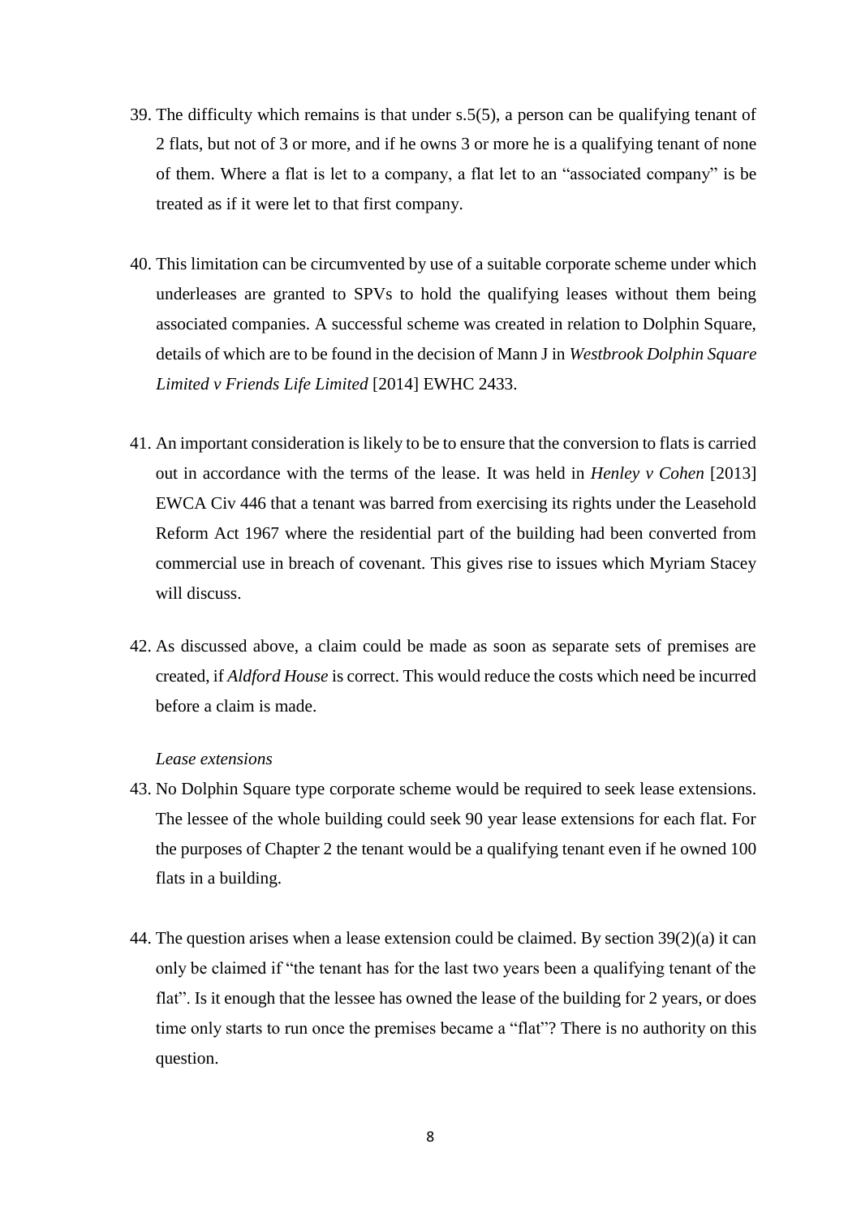39. The difficulty which remains is that under s.5(5), a person can be qualifying tenant of 2 flats, but not of 3 or more, and if he owns 3 or more he is a qualifying tenant of none of them. Where a flat is let to a company, a flat let to an "associated company" is be treated as if it were let to that first company.

40. This limitation can be circumvented by use of a suitable corporate scheme under which underleases are granted to SPVs to hold the qualifying leases without them being associated companies. A successful scheme was created in relation to Dolphin Square, details of which are to be found in the decision of Mann J in *Westbrook Dolphin Square Limited v Friends Life Limited* [2014] EWHC 2433.

41. An important consideration is likely to be to ensure that the conversion to flats is carried out in accordance with the terms of the lease. It was held in *Henley v Cohen* [2013] EWCA Civ 446 that a tenant was barred from exercising its rights under the Leasehold Reform Act 1967 where the residential part of the building had been converted from commercial use in breach of covenant. This gives rise to issues which Myriam Stacey will discuss.

42. As discussed above, a claim could be made as soon as separate sets of premises are created, if *Aldford House* is correct. This would reduce the costs which need be incurred before a claim is made.

*Lease extensions*

43. No Dolphin Square type corporate scheme would be required to seek lease extensions. The lessee of the whole building could seek 90 year lease extensions for each flat. For the purposes of Chapter 2 the tenant would be a qualifying tenant even if he owned 100 flats in a building.

44. The question arises when a lease extension could be claimed. By section 39(2)(a) it can only be claimed if "the tenant has for the last two years been a qualifying tenant of the flat". Is it enough that the lessee has owned the lease of the building for 2 years, or does time only starts to run once the premises became a "flat"? There is no authority on this question.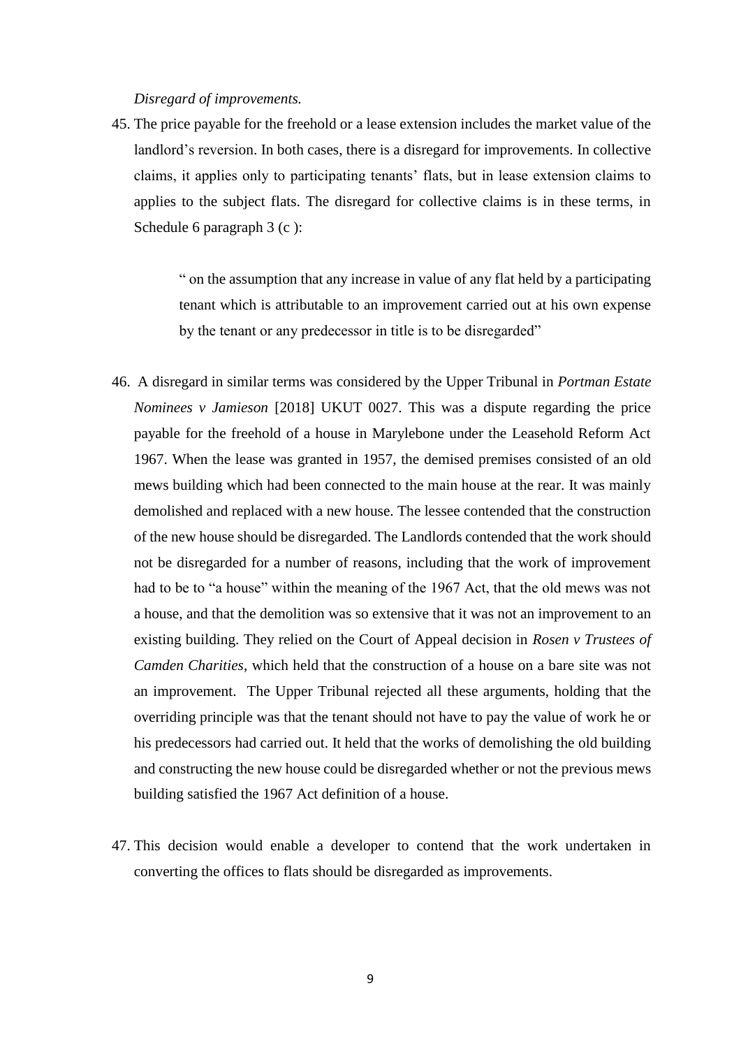*Disregard of improvements.*

45. The price payable for the freehold or a lease extension includes the market value of the landlord's reversion. In both cases, there is a disregard for improvements. In collective claims, it applies only to participating tenants' flats, but in lease extension claims to applies to the subject flats. The disregard for collective claims is in these terms, in Schedule 6 paragraph 3 (c ):

   > " on the assumption that any increase in value of any flat held by a participating tenant which is attributable to an improvement carried out at his own expense by the tenant or any predecessor in title is to be disregarded"

46. A disregard in similar terms was considered by the Upper Tribunal in *Portman Estate Nominees v Jamieson* [2018] UKUT 0027. This was a dispute regarding the price payable for the freehold of a house in Marylebone under the Leasehold Reform Act 1967. When the lease was granted in 1957, the demised premises consisted of an old mews building which had been connected to the main house at the rear. It was mainly demolished and replaced with a new house. The lessee contended that the construction of the new house should be disregarded. The Landlords contended that the work should not be disregarded for a number of reasons, including that the work of improvement had to be to "a house" within the meaning of the 1967 Act, that the old mews was not a house, and that the demolition was so extensive that it was not an improvement to an existing building. They relied on the Court of Appeal decision in *Rosen v Trustees of Camden Charities*, which held that the construction of a house on a bare site was not an improvement. The Upper Tribunal rejected all these arguments, holding that the overriding principle was that the tenant should not have to pay the value of work he or his predecessors had carried out. It held that the works of demolishing the old building and constructing the new house could be disregarded whether or not the previous mews building satisfied the 1967 Act definition of a house.

47. This decision would enable a developer to contend that the work undertaken in converting the offices to flats should be disregarded as improvements.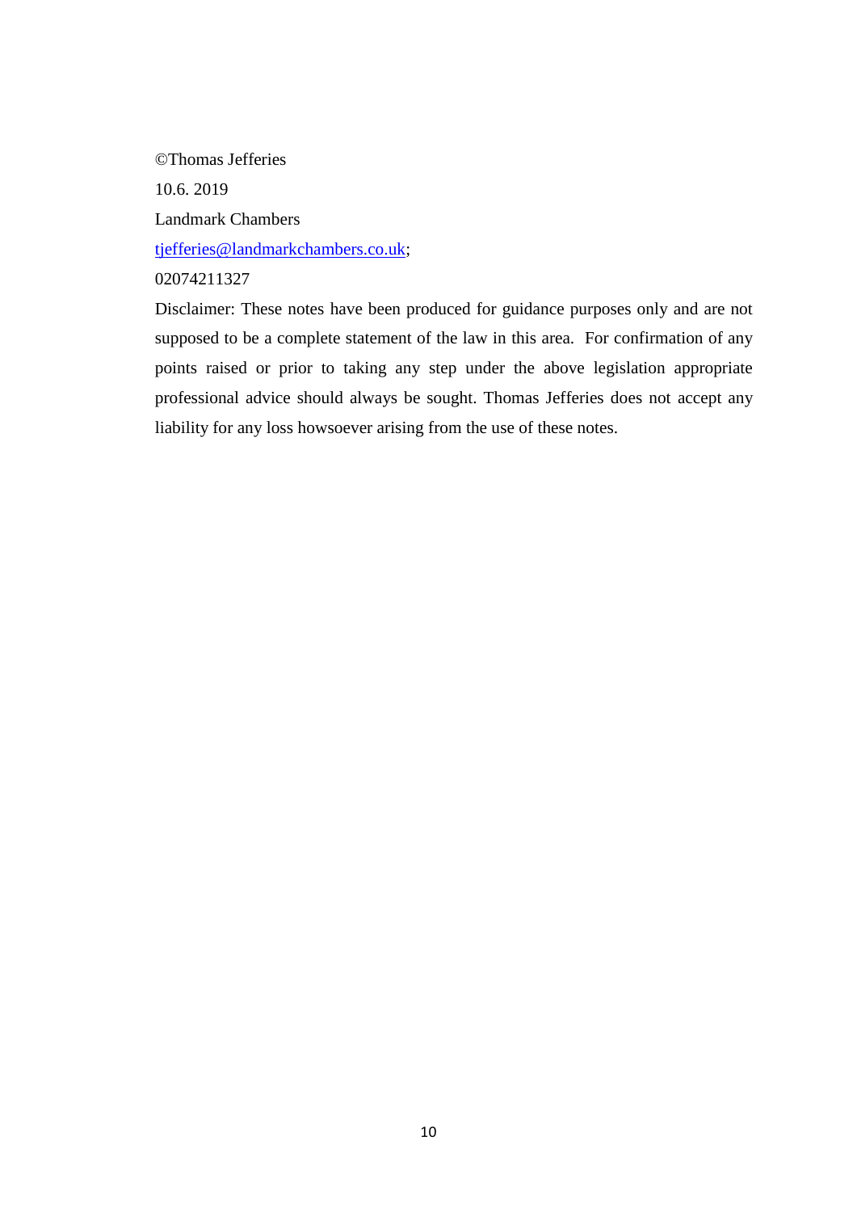©Thomas Jefferies

10.6. 2019

Landmark Chambers

tjefferies@landmarkchambers.co.uk;

02074211327

Disclaimer: These notes have been produced for guidance purposes only and are not supposed to be a complete statement of the law in this area. For confirmation of any points raised or prior to taking any step under the above legislation appropriate professional advice should always be sought. Thomas Jefferies does not accept any liability for any loss howsoever arising from the use of these notes.